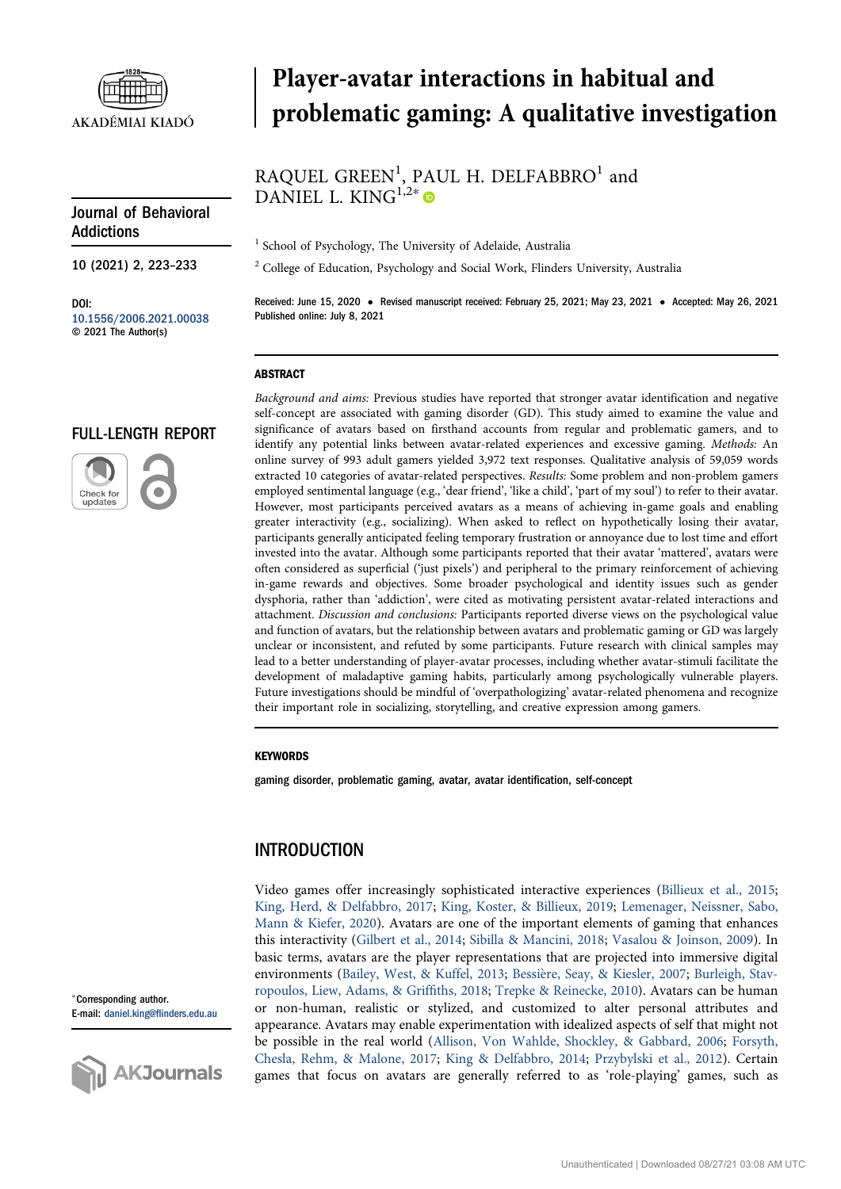# Player-avatar interactions in habitual and problematic gaming: A qualitative investigation

RAQUEL GREEN[1], PAUL H. DELFABBRO[1] and DANIEL L. KING[1,2]*

[1] School of Psychology, The University of Adelaide, Australia

[2] College of Education, Psychology and Social Work, Flinders University, Australia

Journal of Behavioral Addictions

DOI: 10.1556/2006.2021.00038
© 2021 The Author(s)

Received: June 15, 2020 • Revised manuscript received: February 25, 2021; May 23, 2021 • Accepted: May 26, 2021
Published online: July 8, 2021

FULL-LENGTH REPORT

## ABSTRACT

*Background and aims:* Previous studies have reported that stronger avatar identification and negative self-concept are associated with gaming disorder (GD). This study aimed to examine the value and significance of avatars based on firsthand accounts from regular and problematic gamers, and to identify any potential links between avatar-related experiences and excessive gaming. *Methods:* An online survey of 993 adult gamers yielded 3,972 text responses. Qualitative analysis of 59,059 words extracted 10 categories of avatar-related perspectives. *Results:* Some problem and non-problem gamers employed sentimental language (e.g., 'dear friend', 'like a child', 'part of my soul') to refer to their avatar. However, most participants perceived avatars as a means of achieving in-game goals and enabling greater interactivity (e.g., socializing). When asked to reflect on hypothetically losing their avatar, participants generally anticipated feeling temporary frustration or annoyance due to lost time and effort invested into the avatar. Although some participants reported that their avatar 'mattered', avatars were often considered as superficial ('just pixels') and peripheral to the primary reinforcement of achieving in-game rewards and objectives. Some broader psychological and identity issues such as gender dysphoria, rather than 'addiction', were cited as motivating persistent avatar-related interactions and attachment. *Discussion and conclusions:* Participants reported diverse views on the psychological value and function of avatars, but the relationship between avatars and problematic gaming or GD was largely unclear or inconsistent, and refuted by some participants. Future research with clinical samples may lead to a better understanding of player-avatar processes, including whether avatar-stimuli facilitate the development of maladaptive gaming habits, particularly among psychologically vulnerable players. Future investigations should be mindful of 'overpathologizing' avatar-related phenomena and recognize their important role in socializing, storytelling, and creative expression among gamers.

## KEYWORDS

gaming disorder, problematic gaming, avatar, avatar identification, self-concept

## INTRODUCTION

Video games offer increasingly sophisticated interactive experiences (Billieux et al., 2015; King, Herd, & Delfabbro, 2017; King, Koster, & Billieux, 2019; Lemenager, Neissner, Sabo, Mann & Kiefer, 2020). Avatars are one of the important elements of gaming that enhances this interactivity (Gilbert et al., 2014; Sibilla & Mancini, 2018; Vasalou & Joinson, 2009). In basic terms, avatars are the player representations that are projected into immersive digital environments (Bailey, West, & Kuffel, 2013; Bessière, Seay, & Kiesler, 2007; Burleigh, Stavropoulos, Liew, Adams, & Griffiths, 2018; Trepke & Reinecke, 2010). Avatars can be human or non-human, realistic or stylized, and customized to alter personal attributes and appearance. Avatars may enable experimentation with idealized aspects of self that might not be possible in the real world (Allison, Von Wahlde, Shockley, & Gabbard, 2006; Forsyth, Chesla, Rehm, & Malone, 2017; King & Delfabbro, 2014; Przybylski et al., 2012). Certain games that focus on avatars are generally referred to as 'role-playing' games, such as

*Corresponding author.
E-mail: daniel.king@flinders.edu.au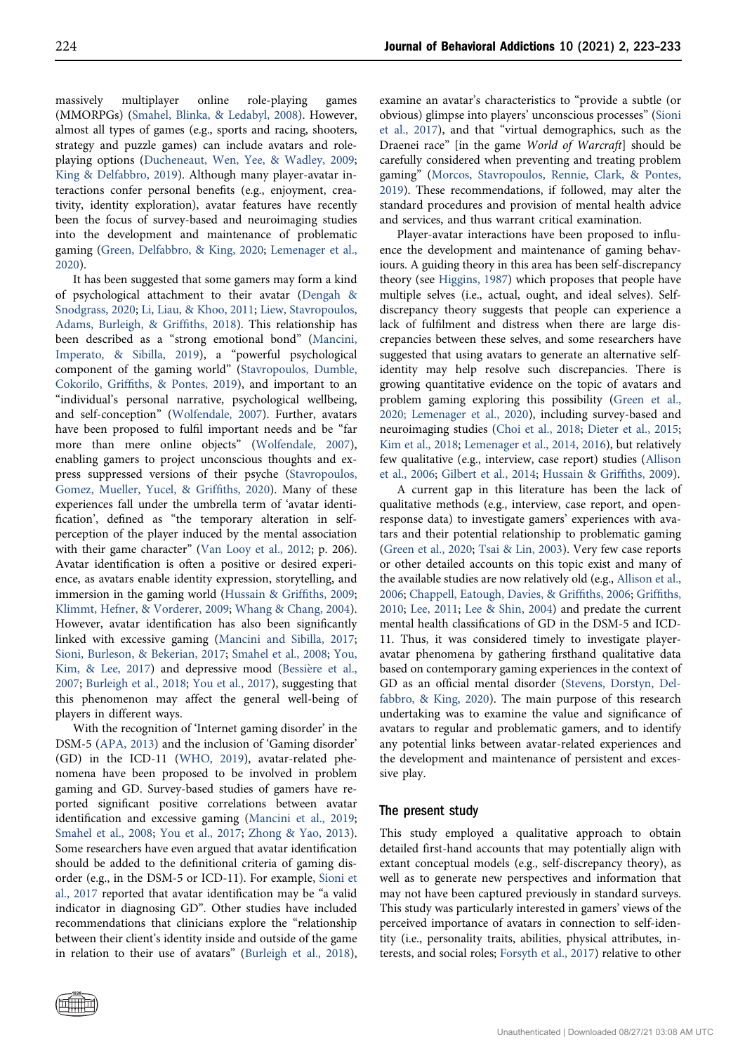massively multiplayer online role-playing games (MMORPGs) (Smahel, Blinka, & Ledabyl, 2008). However, almost all types of games (e.g., sports and racing, shooters, strategy and puzzle games) can include avatars and role-playing options (Ducheneaut, Wen, Yee, & Wadley, 2009; King & Delfabbro, 2019). Although many player-avatar interactions confer personal benefits (e.g., enjoyment, creativity, identity exploration), avatar features have recently been the focus of survey-based and neuroimaging studies into the development and maintenance of problematic gaming (Green, Delfabbro, & King, 2020; Lemenager et al., 2020).

It has been suggested that some gamers may form a kind of psychological attachment to their avatar (Dengah & Snodgrass, 2020; Li, Liau, & Khoo, 2011; Liew, Stavropoulos, Adams, Burleigh, & Griffiths, 2018). This relationship has been described as a "strong emotional bond" (Mancini, Imperato, & Sibilla, 2019), a "powerful psychological component of the gaming world" (Stavropoulos, Dumble, Cokorilo, Griffiths, & Pontes, 2019), and important to an "individual's personal narrative, psychological wellbeing, and self-conception" (Wolfendale, 2007). Further, avatars have been proposed to fulfil important needs and be "far more than mere online objects" (Wolfendale, 2007), enabling gamers to project unconscious thoughts and express suppressed versions of their psyche (Stavropoulos, Gomez, Mueller, Yucel, & Griffiths, 2020). Many of these experiences fall under the umbrella term of 'avatar identification', defined as "the temporary alteration in self-perception of the player induced by the mental association with their game character" (Van Looy et al., 2012; p. 206). Avatar identification is often a positive or desired experience, as avatars enable identity expression, storytelling, and immersion in the gaming world (Hussain & Griffiths, 2009; Klimmt, Hefner, & Vorderer, 2009; Whang & Chang, 2004). However, avatar identification has also been significantly linked with excessive gaming (Mancini and Sibilla, 2017; Sioni, Burleson, & Bekerian, 2017; Smahel et al., 2008; You, Kim, & Lee, 2017) and depressive mood (Bessière et al., 2007; Burleigh et al., 2018; You et al., 2017), suggesting that this phenomenon may affect the general well-being of players in different ways.

With the recognition of 'Internet gaming disorder' in the DSM-5 (APA, 2013) and the inclusion of 'Gaming disorder' (GD) in the ICD-11 (WHO, 2019), avatar-related phenomena have been proposed to be involved in problem gaming and GD. Survey-based studies of gamers have reported significant positive correlations between avatar identification and excessive gaming (Mancini et al., 2019; Smahel et al., 2008; You et al., 2017; Zhong & Yao, 2013). Some researchers have even argued that avatar identification should be added to the definitional criteria of gaming disorder (e.g., in the DSM-5 or ICD-11). For example, Sioni et al., 2017 reported that avatar identification may be "a valid indicator in diagnosing GD". Other studies have included recommendations that clinicians explore the "relationship between their client's identity inside and outside of the game in relation to their use of avatars" (Burleigh et al., 2018), examine an avatar's characteristics to "provide a subtle (or obvious) glimpse into players' unconscious processes" (Sioni et al., 2017), and that "virtual demographics, such as the Draenei race" [in the game *World of Warcraft*] should be carefully considered when preventing and treating problem gaming" (Morcos, Stavropoulos, Rennie, Clark, & Pontes, 2019). These recommendations, if followed, may alter the standard procedures and provision of mental health advice and services, and thus warrant critical examination.

Player-avatar interactions have been proposed to influence the development and maintenance of gaming behaviours. A guiding theory in this area has been self-discrepancy theory (see Higgins, 1987) which proposes that people have multiple selves (i.e., actual, ought, and ideal selves). Self-discrepancy theory suggests that people can experience a lack of fulfilment and distress when there are large discrepancies between these selves, and some researchers have suggested that using avatars to generate an alternative self-identity may help resolve such discrepancies. There is growing quantitative evidence on the topic of avatars and problem gaming exploring this possibility (Green et al., 2020; Lemenager et al., 2020), including survey-based and neuroimaging studies (Choi et al., 2018; Dieter et al., 2015; Kim et al., 2018; Lemenager et al., 2014, 2016), but relatively few qualitative (e.g., interview, case report) studies (Allison et al., 2006; Gilbert et al., 2014; Hussain & Griffiths, 2009).

A current gap in this literature has been the lack of qualitative methods (e.g., interview, case report, and open-response data) to investigate gamers' experiences with avatars and their potential relationship to problematic gaming (Green et al., 2020; Tsai & Lin, 2003). Very few case reports or other detailed accounts on this topic exist and many of the available studies are now relatively old (e.g., Allison et al., 2006; Chappell, Eatough, Davies, & Griffiths, 2006; Griffiths, 2010; Lee, 2011; Lee & Shin, 2004) and predate the current mental health classifications of GD in the DSM-5 and ICD-11. Thus, it was considered timely to investigate player-avatar phenomena by gathering firsthand qualitative data based on contemporary gaming experiences in the context of GD as an official mental disorder (Stevens, Dorstyn, Delfabbro, & King, 2020). The main purpose of this research undertaking was to examine the value and significance of avatars to regular and problematic gamers, and to identify any potential links between avatar-related experiences and the development and maintenance of persistent and excessive play.

## The present study

This study employed a qualitative approach to obtain detailed first-hand accounts that may potentially align with extant conceptual models (e.g., self-discrepancy theory), as well as to generate new perspectives and information that may not have been captured previously in standard surveys. This study was particularly interested in gamers' views of the perceived importance of avatars in connection to self-identity (i.e., personality traits, abilities, physical attributes, interests, and social roles; Forsyth et al., 2017) relative to other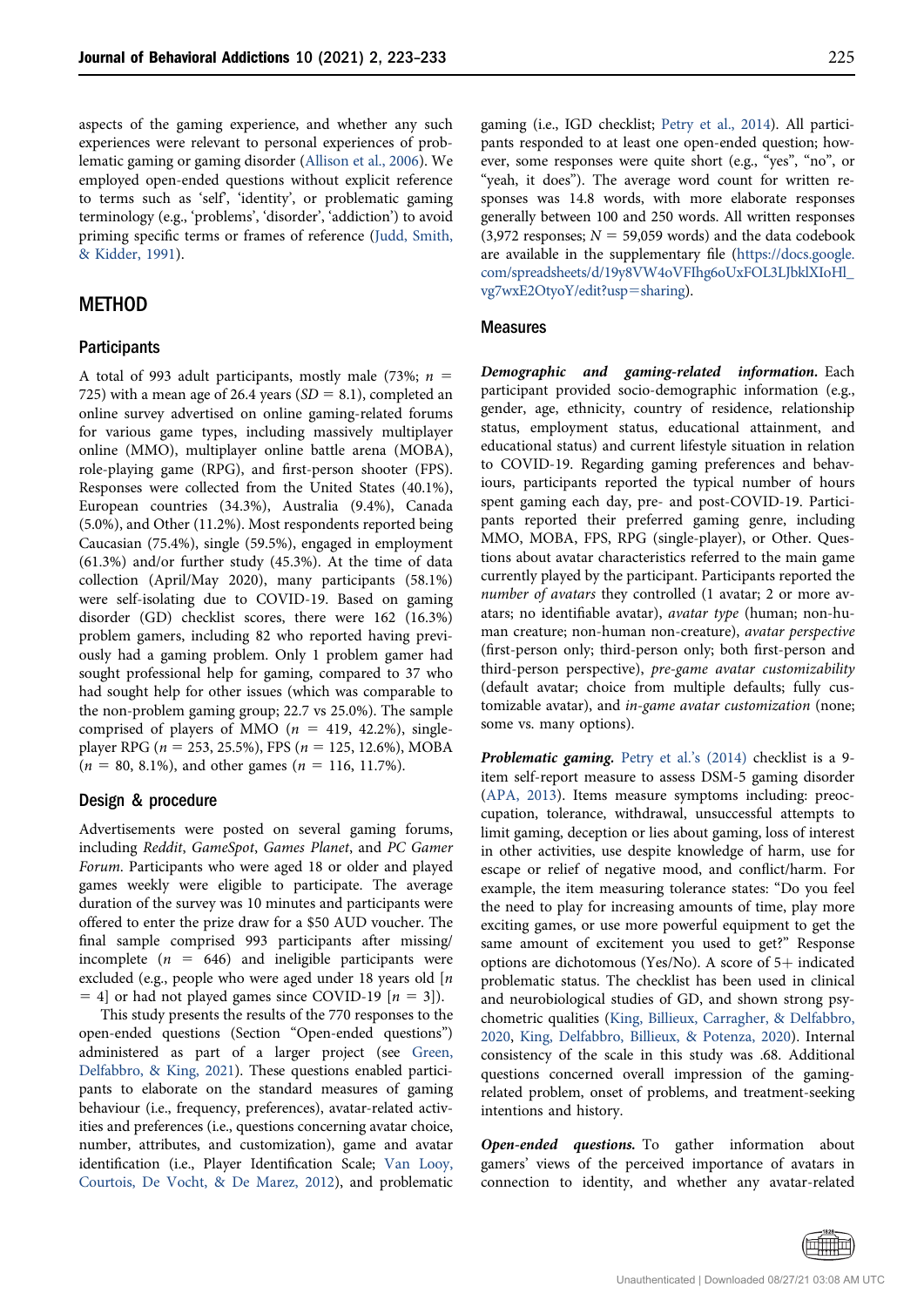aspects of the gaming experience, and whether any such experiences were relevant to personal experiences of problematic gaming or gaming disorder (Allison et al., 2006). We employed open-ended questions without explicit reference to terms such as 'self', 'identity', or problematic gaming terminology (e.g., 'problems', 'disorder', 'addiction') to avoid priming specific terms or frames of reference (Judd, Smith, & Kidder, 1991).

## METHOD

### Participants

A total of 993 adult participants, mostly male (73%; $n$ = 725) with a mean age of 26.4 years ($SD$ = 8.1), completed an online survey advertised on online gaming-related forums for various game types, including massively multiplayer online (MMO), multiplayer online battle arena (MOBA), role-playing game (RPG), and first-person shooter (FPS). Responses were collected from the United States (40.1%), European countries (34.3%), Australia (9.4%), Canada (5.0%), and Other (11.2%). Most respondents reported being Caucasian (75.4%), single (59.5%), engaged in employment (61.3%) and/or further study (45.3%). At the time of data collection (April/May 2020), many participants (58.1%) were self-isolating due to COVID-19. Based on gaming disorder (GD) checklist scores, there were 162 (16.3%) problem gamers, including 82 who reported having previously had a gaming problem. Only 1 problem gamer had sought professional help for gaming, compared to 37 who had sought help for other issues (which was comparable to the non-problem gaming group; 22.7 vs 25.0%). The sample comprised of players of MMO ($n$ = 419, 42.2%), single-player RPG ($n$ = 253, 25.5%), FPS ($n$ = 125, 12.6%), MOBA ($n$ = 80, 8.1%), and other games ($n$ = 116, 11.7%).

### Design & procedure

Advertisements were posted on several gaming forums, including *Reddit*, *GameSpot*, *Games Planet*, and *PC Gamer Forum*. Participants who were aged 18 or older and played games weekly were eligible to participate. The average duration of the survey was 10 minutes and participants were offered to enter the prize draw for a $50 AUD voucher. The final sample comprised 993 participants after missing/incomplete ($n$ = 646) and ineligible participants were excluded (e.g., people who were aged under 18 years old [$n$ = 4] or had not played games since COVID-19 [$n$ = 3]).

This study presents the results of the 770 responses to the open-ended questions (Section "Open-ended questions") administered as part of a larger project (see Green, Delfabbro, & King, 2021). These questions enabled participants to elaborate on the standard measures of gaming behaviour (i.e., frequency, preferences), avatar-related activities and preferences (i.e., questions concerning avatar choice, number, attributes, and customization), game and avatar identification (i.e., Player Identification Scale; Van Looy, Courtois, De Vocht, & De Marez, 2012), and problematic gaming (i.e., IGD checklist; Petry et al., 2014). All participants responded to at least one open-ended question; however, some responses were quite short (e.g., "yes", "no", or "yeah, it does"). The average word count for written responses was 14.8 words, with more elaborate responses generally between 100 and 250 words. All written responses (3,972 responses; $N$ = 59,059 words) and the data codebook are available in the supplementary file (https://docs.google.com/spreadsheets/d/19y8VW4oVFIhg6oUxFOL3LJbklXIoHl_vg7wxE2OtyoY/edit?usp=sharing).

### Measures

***Demographic and gaming-related information.*** Each participant provided socio-demographic information (e.g., gender, age, ethnicity, country of residence, relationship status, employment status, educational attainment, and educational status) and current lifestyle situation in relation to COVID-19. Regarding gaming preferences and behaviours, participants reported the typical number of hours spent gaming each day, pre- and post-COVID-19. Participants reported their preferred gaming genre, including MMO, MOBA, FPS, RPG (single-player), or Other. Questions about avatar characteristics referred to the main game currently played by the participant. Participants reported the *number of avatars* they controlled (1 avatar; 2 or more avatars; no identifiable avatar), *avatar type* (human; non-human creature; non-human non-creature), *avatar perspective* (first-person only; third-person only; both first-person and third-person perspective), *pre-game avatar customizability* (default avatar; choice from multiple defaults; fully customizable avatar), and *in-game avatar customization* (none; some vs. many options).

***Problematic gaming.*** Petry et al.'s (2014) checklist is a 9-item self-report measure to assess DSM-5 gaming disorder (APA, 2013). Items measure symptoms including: preoccupation, tolerance, withdrawal, unsuccessful attempts to limit gaming, deception or lies about gaming, loss of interest in other activities, use despite knowledge of harm, use for escape or relief of negative mood, and conflict/harm. For example, the item measuring tolerance states: "Do you feel the need to play for increasing amounts of time, play more exciting games, or use more powerful equipment to get the same amount of excitement you used to get?" Response options are dichotomous (Yes/No). A score of 5+ indicated problematic status. The checklist has been used in clinical and neurobiological studies of GD, and shown strong psychometric qualities (King, Billieux, Carragher, & Delfabbro, 2020, King, Delfabbro, Billieux, & Potenza, 2020). Internal consistency of the scale in this study was .68. Additional questions concerned overall impression of the gaming-related problem, onset of problems, and treatment-seeking intentions and history.

***Open-ended questions.*** To gather information about gamers' views of the perceived importance of avatars in connection to identity, and whether any avatar-related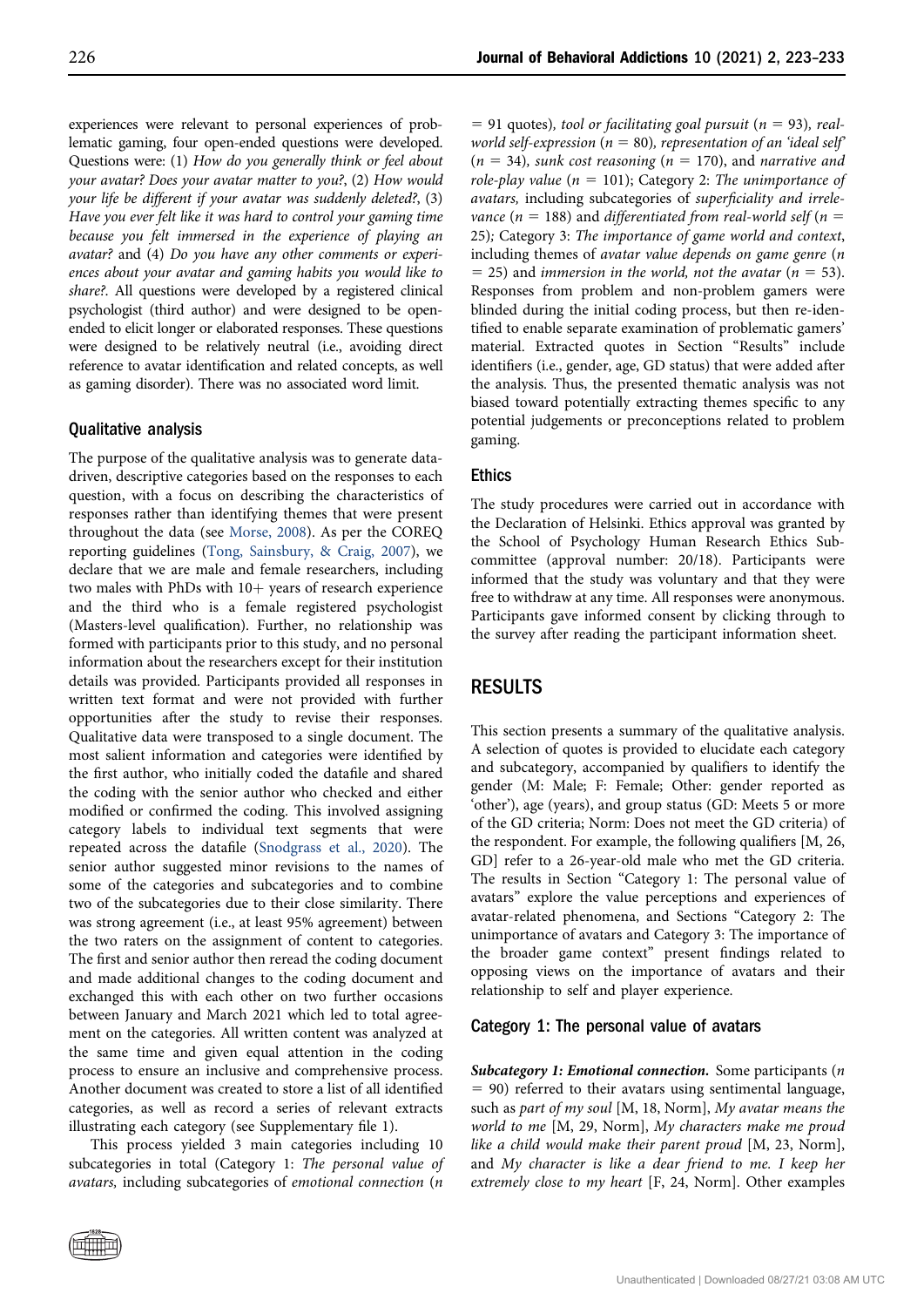experiences were relevant to personal experiences of problematic gaming, four open-ended questions were developed. Questions were: (1) *How do you generally think or feel about your avatar? Does your avatar matter to you?*, (2) *How would your life be different if your avatar was suddenly deleted?*, (3) *Have you ever felt like it was hard to control your gaming time because you felt immersed in the experience of playing an avatar?* and (4) *Do you have any other comments or experiences about your avatar and gaming habits you would like to share?*. All questions were developed by a registered clinical psychologist (third author) and were designed to be open-ended to elicit longer or elaborated responses. These questions were designed to be relatively neutral (i.e., avoiding direct reference to avatar identification and related concepts, as well as gaming disorder). There was no associated word limit.

### Qualitative analysis

The purpose of the qualitative analysis was to generate data-driven, descriptive categories based on the responses to each question, with a focus on describing the characteristics of responses rather than identifying themes that were present throughout the data (see Morse, 2008). As per the COREQ reporting guidelines (Tong, Sainsbury, & Craig, 2007), we declare that we are male and female researchers, including two males with PhDs with 10+ years of research experience and the third who is a female registered psychologist (Masters-level qualification). Further, no relationship was formed with participants prior to this study, and no personal information about the researchers except for their institution details was provided. Participants provided all responses in written text format and were not provided with further opportunities after the study to revise their responses. Qualitative data were transposed to a single document. The most salient information and categories were identified by the first author, who initially coded the datafile and shared the coding with the senior author who checked and either modified or confirmed the coding. This involved assigning category labels to individual text segments that were repeated across the datafile (Snodgrass et al., 2020). The senior author suggested minor revisions to the names of some of the categories and subcategories and to combine two of the subcategories due to their close similarity. There was strong agreement (i.e., at least 95% agreement) between the two raters on the assignment of content to categories. The first and senior author then reread the coding document and made additional changes to the coding document and exchanged this with each other on two further occasions between January and March 2021 which led to total agreement on the categories. All written content was analyzed at the same time and given equal attention in the coding process to ensure an inclusive and comprehensive process. Another document was created to store a list of all identified categories, as well as record a series of relevant extracts illustrating each category (see Supplementary file 1).

This process yielded 3 main categories including 10 subcategories in total (Category 1: *The personal value of avatars,* including subcategories of *emotional connection* ($n = 91$ quotes)*, tool or facilitating goal pursuit* ($n = 93$)*, real-world self-expression* ($n = 80$)*, representation of an 'ideal self'* ($n = 34$)*, sunk cost reasoning* ($n = 170$)*,* and *narrative and role-play value* ($n = 101$); Category 2: *The unimportance of avatars,* including subcategories of *superficiality and irrelevance* ($n = 188$) and *differentiated from real-world self* ($n = 25$)*;* Category 3: *The importance of game world and context*, including themes of *avatar value depends on game genre* ($n = 25$) and *immersion in the world, not the avatar* ($n = 53$). Responses from problem and non-problem gamers were blinded during the initial coding process, but then re-identified to enable separate examination of problematic gamers' material. Extracted quotes in Section "Results" include identifiers (i.e., gender, age, GD status) that were added after the analysis. Thus, the presented thematic analysis was not biased toward potentially extracting themes specific to any potential judgements or preconceptions related to problem gaming.

### Ethics

The study procedures were carried out in accordance with the Declaration of Helsinki. Ethics approval was granted by the School of Psychology Human Research Ethics Subcommittee (approval number: 20/18). Participants were informed that the study was voluntary and that they were free to withdraw at any time. All responses were anonymous. Participants gave informed consent by clicking through to the survey after reading the participant information sheet.

## RESULTS

This section presents a summary of the qualitative analysis. A selection of quotes is provided to elucidate each category and subcategory, accompanied by qualifiers to identify the gender (M: Male; F: Female; Other: gender reported as 'other'), age (years), and group status (GD: Meets 5 or more of the GD criteria; Norm: Does not meet the GD criteria) of the respondent. For example, the following qualifiers [M, 26, GD] refer to a 26-year-old male who met the GD criteria. The results in Section "Category 1: The personal value of avatars" explore the value perceptions and experiences of avatar-related phenomena, and Sections "Category 2: The unimportance of avatars and Category 3: The importance of the broader game context" present findings related to opposing views on the importance of avatars and their relationship to self and player experience.

### Category 1: The personal value of avatars

***Subcategory 1: Emotional connection.*** Some participants ($n = 90$) referred to their avatars using sentimental language, such as *part of my soul* [M, 18, Norm], *My avatar means the world to me* [M, 29, Norm], *My characters make me proud like a child would make their parent proud* [M, 23, Norm], and *My character is like a dear friend to me. I keep her extremely close to my heart* [F, 24, Norm]. Other examples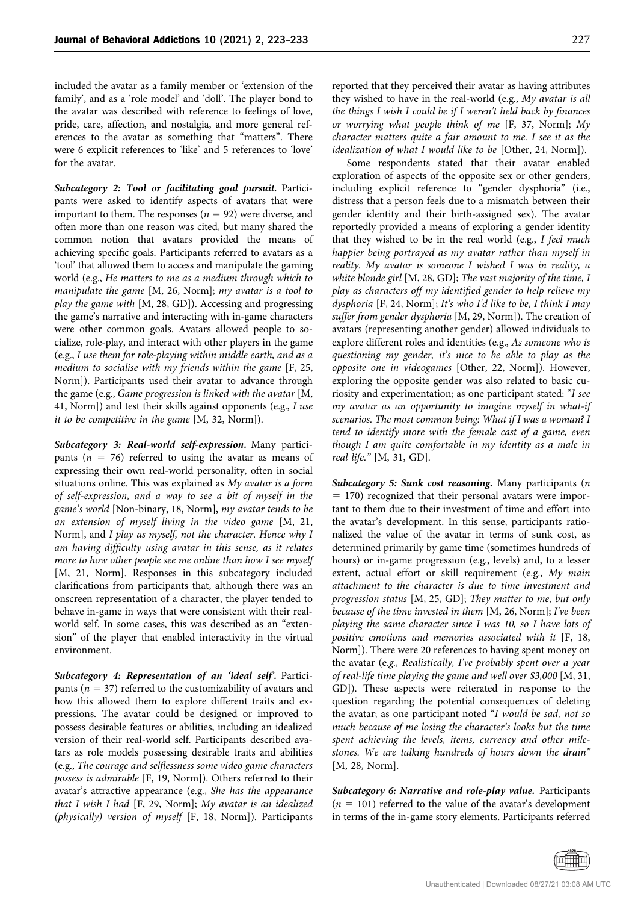included the avatar as a family member or 'extension of the family', and as a 'role model' and 'doll'. The player bond to the avatar was described with reference to feelings of love, pride, care, affection, and nostalgia, and more general references to the avatar as something that "matters". There were 6 explicit references to 'like' and 5 references to 'love' for the avatar.

***Subcategory 2: Tool or facilitating goal pursuit.*** Participants were asked to identify aspects of avatars that were important to them. The responses ($n = 92$) were diverse, and often more than one reason was cited, but many shared the common notion that avatars provided the means of achieving specific goals. Participants referred to avatars as a 'tool' that allowed them to access and manipulate the gaming world (e.g., *He matters to me as a medium through which to manipulate the game* [M, 26, Norm]; *my avatar is a tool to play the game with* [M, 28, GD]). Accessing and progressing the game's narrative and interacting with in-game characters were other common goals. Avatars allowed people to socialize, role-play, and interact with other players in the game (e.g., *I use them for role-playing within middle earth, and as a medium to socialise with my friends within the game* [F, 25, Norm]). Participants used their avatar to advance through the game (e.g., *Game progression is linked with the avatar* [M, 41, Norm]) and test their skills against opponents (e.g., *I use it to be competitive in the game* [M, 32, Norm]).

***Subcategory 3: Real-world self-expression.*** Many participants ($n = 76$) referred to using the avatar as means of expressing their own real-world personality, often in social situations online. This was explained as *My avatar is a form of self-expression, and a way to see a bit of myself in the game's world* [Non-binary, 18, Norm], *my avatar tends to be an extension of myself living in the video game* [M, 21, Norm], and *I play as myself, not the character. Hence why I am having difficulty using avatar in this sense, as it relates more to how other people see me online than how I see myself* [M, 21, Norm]. Responses in this subcategory included clarifications from participants that, although there was an onscreen representation of a character, the player tended to behave in-game in ways that were consistent with their real-world self. In some cases, this was described as an "extension" of the player that enabled interactivity in the virtual environment.

***Subcategory 4: Representation of an 'ideal self'.*** Participants ($n = 37$) referred to the customizability of avatars and how this allowed them to explore different traits and expressions. The avatar could be designed or improved to possess desirable features or abilities, including an idealized version of their real-world self. Participants described avatars as role models possessing desirable traits and abilities (e.g., *The courage and selflessness some video game characters possess is admirable* [F, 19, Norm]). Others referred to their avatar's attractive appearance (e.g., *She has the appearance that I wish I had* [F, 29, Norm]; *My avatar is an idealized (physically) version of myself* [F, 18, Norm]). Participants reported that they perceived their avatar as having attributes they wished to have in the real-world (e.g., *My avatar is all the things I wish I could be if I weren't held back by finances or worrying what people think of me* [F, 37, Norm]; *My character matters quite a fair amount to me. I see it as the idealization of what I would like to be* [Other, 24, Norm]).

Some respondents stated that their avatar enabled exploration of aspects of the opposite sex or other genders, including explicit reference to "gender dysphoria" (i.e., distress that a person feels due to a mismatch between their gender identity and their birth-assigned sex). The avatar reportedly provided a means of exploring a gender identity that they wished to be in the real world (e.g., *I feel much happier being portrayed as my avatar rather than myself in reality. My avatar is someone I wished I was in reality, a white blonde girl* [M, 28, GD]; *The vast majority of the time, I play as characters off my identified gender to help relieve my dysphoria* [F, 24, Norm]; *It's who I'd like to be, I think I may suffer from gender dysphoria* [M, 29, Norm]). The creation of avatars (representing another gender) allowed individuals to explore different roles and identities (e.g., *As someone who is questioning my gender, it's nice to be able to play as the opposite one in videogames* [Other, 22, Norm]). However, exploring the opposite gender was also related to basic curiosity and experimentation; as one participant stated: "*I see my avatar as an opportunity to imagine myself in what-if scenarios. The most common being: What if I was a woman? I tend to identify more with the female cast of a game, even though I am quite comfortable in my identity as a male in real life.*" [M, 31, GD].

***Subcategory 5: Sunk cost reasoning.*** Many participants ($n = 170$) recognized that their personal avatars were important to them due to their investment of time and effort into the avatar's development. In this sense, participants rationalized the value of the avatar in terms of sunk cost, as determined primarily by game time (sometimes hundreds of hours) or in-game progression (e.g., levels) and, to a lesser extent, actual effort or skill requirement (e.g., *My main attachment to the character is due to time investment and progression status* [M, 25, GD]; *They matter to me, but only because of the time invested in them* [M, 26, Norm]; *I've been playing the same character since I was 10, so I have lots of positive emotions and memories associated with it* [F, 18, Norm]). There were 20 references to having spent money on the avatar (e.g., *Realistically, I've probably spent over a year of real-life time playing the game and well over $3,000* [M, 31, GD]). These aspects were reiterated in response to the question regarding the potential consequences of deleting the avatar; as one participant noted "*I would be sad, not so much because of me losing the character's looks but the time spent achieving the levels, items, currency and other milestones. We are talking hundreds of hours down the drain*" [M, 28, Norm].

***Subcategory 6: Narrative and role-play value.*** Participants ($n = 101$) referred to the value of the avatar's development in terms of the in-game story elements. Participants referred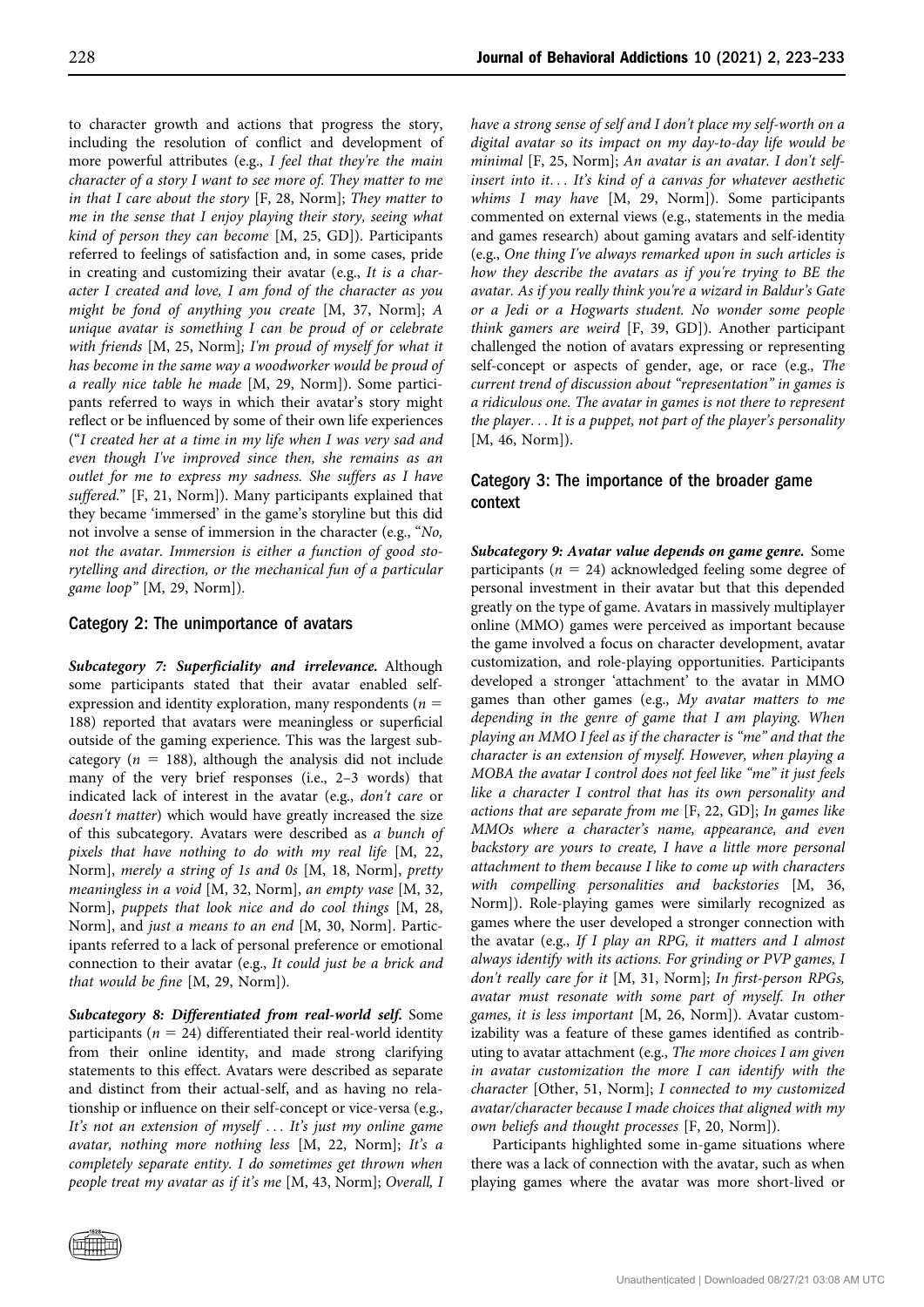to character growth and actions that progress the story, including the resolution of conflict and development of more powerful attributes (e.g., *I feel that they're the main character of a story I want to see more of. They matter to me in that I care about the story* [F, 28, Norm]; *They matter to me in the sense that I enjoy playing their story, seeing what kind of person they can become* [M, 25, GD]). Participants referred to feelings of satisfaction and, in some cases, pride in creating and customizing their avatar (e.g., *It is a character I created and love, I am fond of the character as you might be fond of anything you create* [M, 37, Norm]; *A unique avatar is something I can be proud of or celebrate with friends* [M, 25, Norm]; *I'm proud of myself for what it has become in the same way a woodworker would be proud of a really nice table he made* [M, 29, Norm]). Some participants referred to ways in which their avatar's story might reflect or be influenced by some of their own life experiences ("*I created her at a time in my life when I was very sad and even though I've improved since then, she remains as an outlet for me to express my sadness. She suffers as I have suffered.*" [F, 21, Norm]). Many participants explained that they became 'immersed' in the game's storyline but this did not involve a sense of immersion in the character (e.g., "*No, not the avatar. Immersion is either a function of good storytelling and direction, or the mechanical fun of a particular game loop"* [M, 29, Norm]).

### Category 2: The unimportance of avatars

***Subcategory 7: Superficiality and irrelevance.*** Although some participants stated that their avatar enabled self-expression and identity exploration, many respondents ($n$ = 188) reported that avatars were meaningless or superficial outside of the gaming experience. This was the largest subcategory ($n$ = 188), although the analysis did not include many of the very brief responses (i.e., 2–3 words) that indicated lack of interest in the avatar (e.g., *don't care* or *doesn't matter*) which would have greatly increased the size of this subcategory. Avatars were described as *a bunch of pixels that have nothing to do with my real life* [M, 22, Norm], *merely a string of 1s and 0s* [M, 18, Norm], *pretty meaningless in a void* [M, 32, Norm], *an empty vase* [M, 32, Norm], *puppets that look nice and do cool things* [M, 28, Norm], and *just a means to an end* [M, 30, Norm]. Participants referred to a lack of personal preference or emotional connection to their avatar (e.g., *It could just be a brick and that would be fine* [M, 29, Norm]).

***Subcategory 8: Differentiated from real-world self.*** Some participants ($n$ = 24) differentiated their real-world identity from their online identity, and made strong clarifying statements to this effect. Avatars were described as separate and distinct from their actual-self, and as having no relationship or influence on their self-concept or vice-versa (e.g., *It's not an extension of myself ... It's just my online game avatar, nothing more nothing less* [M, 22, Norm]; *It's a completely separate entity. I do sometimes get thrown when people treat my avatar as if it's me* [M, 43, Norm]; *Overall, I have a strong sense of self and I don't place my self-worth on a digital avatar so its impact on my day-to-day life would be minimal* [F, 25, Norm]; *An avatar is an avatar. I don't self-insert into it... It's kind of a canvas for whatever aesthetic whims I may have* [M, 29, Norm]). Some participants commented on external views (e.g., statements in the media and games research) about gaming avatars and self-identity (e.g., *One thing I've always remarked upon in such articles is how they describe the avatars as if you're trying to BE the avatar. As if you really think you're a wizard in Baldur's Gate or a Jedi or a Hogwarts student. No wonder some people think gamers are weird* [F, 39, GD]). Another participant challenged the notion of avatars expressing or representing self-concept or aspects of gender, age, or race (e.g., *The current trend of discussion about "representation" in games is a ridiculous one. The avatar in games is not there to represent the player... It is a puppet, not part of the player's personality* [M, 46, Norm]).

### Category 3: The importance of the broader game context

***Subcategory 9: Avatar value depends on game genre.*** Some participants ($n$ = 24) acknowledged feeling some degree of personal investment in their avatar but that this depended greatly on the type of game. Avatars in massively multiplayer online (MMO) games were perceived as important because the game involved a focus on character development, avatar customization, and role-playing opportunities. Participants developed a stronger 'attachment' to the avatar in MMO games than other games (e.g., *My avatar matters to me depending in the genre of game that I am playing. When playing an MMO I feel as if the character is "me" and that the character is an extension of myself. However, when playing a MOBA the avatar I control does not feel like "me" it just feels like a character I control that has its own personality and actions that are separate from me* [F, 22, GD]; *In games like MMOs where a character's name, appearance, and even backstory are yours to create, I have a little more personal attachment to them because I like to come up with characters with compelling personalities and backstories* [M, 36, Norm]). Role-playing games were similarly recognized as games where the user developed a stronger connection with the avatar (e.g., *If I play an RPG, it matters and I almost always identify with its actions. For grinding or PVP games, I don't really care for it* [M, 31, Norm]; *In first-person RPGs, avatar must resonate with some part of myself. In other games, it is less important* [M, 26, Norm]). Avatar customizability was a feature of these games identified as contributing to avatar attachment (e.g., *The more choices I am given in avatar customization the more I can identify with the character* [Other, 51, Norm]; *I connected to my customized avatar/character because I made choices that aligned with my own beliefs and thought processes* [F, 20, Norm]).

Participants highlighted some in-game situations where there was a lack of connection with the avatar, such as when playing games where the avatar was more short-lived or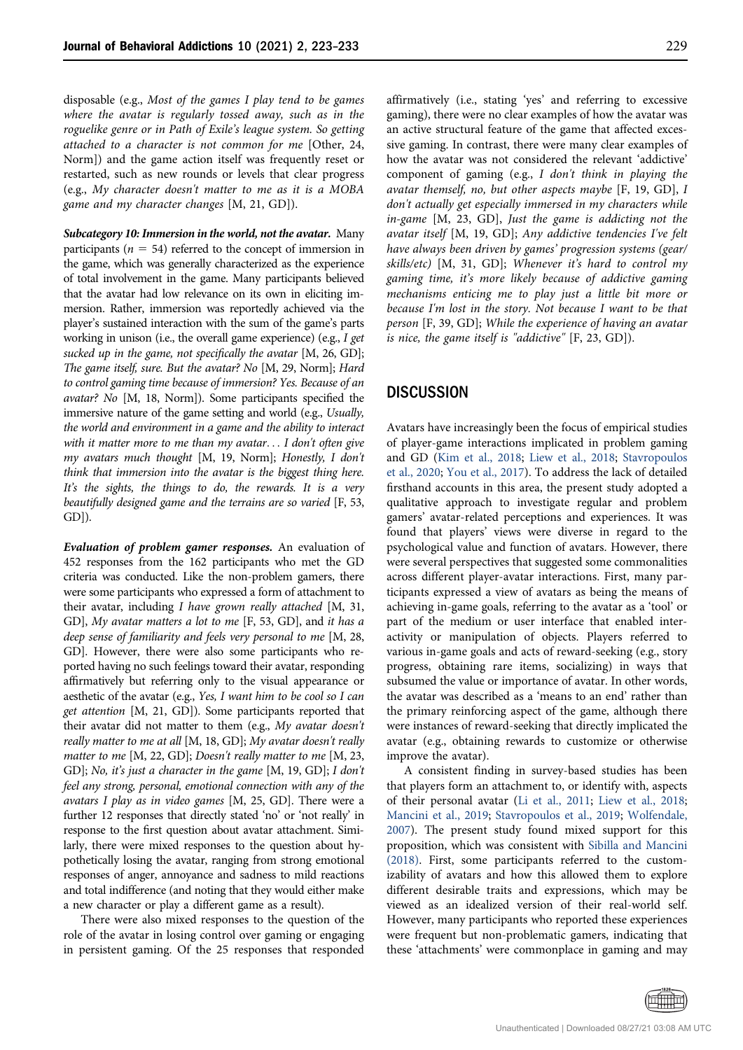disposable (e.g., *Most of the games I play tend to be games where the avatar is regularly tossed away, such as in the roguelike genre or in Path of Exile's league system. So getting attached to a character is not common for me* [Other, 24, Norm]) and the game action itself was frequently reset or restarted, such as new rounds or levels that clear progress (e.g., *My character doesn't matter to me as it is a MOBA game and my character changes* [M, 21, GD]).

***Subcategory 10: Immersion in the world, not the avatar.*** Many participants ($n = 54$) referred to the concept of immersion in the game, which was generally characterized as the experience of total involvement in the game. Many participants believed that the avatar had low relevance on its own in eliciting immersion. Rather, immersion was reportedly achieved via the player's sustained interaction with the sum of the game's parts working in unison (i.e., the overall game experience) (e.g., *I get sucked up in the game, not specifically the avatar* [M, 26, GD]; *The game itself, sure. But the avatar? No* [M, 29, Norm]; *Hard to control gaming time because of immersion? Yes. Because of an avatar? No* [M, 18, Norm]). Some participants specified the immersive nature of the game setting and world (e.g., *Usually, the world and environment in a game and the ability to interact with it matter more to me than my avatar... I don't often give my avatars much thought* [M, 19, Norm]; *Honestly, I don't think that immersion into the avatar is the biggest thing here. It's the sights, the things to do, the rewards. It is a very beautifully designed game and the terrains are so varied* [F, 53, GD]).

***Evaluation of problem gamer responses.*** An evaluation of 452 responses from the 162 participants who met the GD criteria was conducted. Like the non-problem gamers, there were some participants who expressed a form of attachment to their avatar, including *I have grown really attached* [M, 31, GD], *My avatar matters a lot to me* [F, 53, GD], and *it has a deep sense of familiarity and feels very personal to me* [M, 28, GD]. However, there were also some participants who reported having no such feelings toward their avatar, responding affirmatively but referring only to the visual appearance or aesthetic of the avatar (e.g., *Yes, I want him to be cool so I can get attention* [M, 21, GD]). Some participants reported that their avatar did not matter to them (e.g., *My avatar doesn't really matter to me at all* [M, 18, GD]; *My avatar doesn't really matter to me* [M, 22, GD]; *Doesn't really matter to me* [M, 23, GD]; *No, it's just a character in the game* [M, 19, GD]; *I don't feel any strong, personal, emotional connection with any of the avatars I play as in video games* [M, 25, GD]. There were a further 12 responses that directly stated 'no' or 'not really' in response to the first question about avatar attachment. Similarly, there were mixed responses to the question about hypothetically losing the avatar, ranging from strong emotional responses of anger, annoyance and sadness to mild reactions and total indifference (and noting that they would either make a new character or play a different game as a result).

There were also mixed responses to the question of the role of the avatar in losing control over gaming or engaging in persistent gaming. Of the 25 responses that responded affirmatively (i.e., stating 'yes' and referring to excessive gaming), there were no clear examples of how the avatar was an active structural feature of the game that affected excessive gaming. In contrast, there were many clear examples of how the avatar was not considered the relevant 'addictive' component of gaming (e.g., *I don't think in playing the avatar themself, no, but other aspects maybe* [F, 19, GD], *I don't actually get especially immersed in my characters while in-game* [M, 23, GD], *Just the game is addicting not the avatar itself* [M, 19, GD]; *Any addictive tendencies I've felt have always been driven by games' progression systems (gear/skills/etc)* [M, 31, GD]; *Whenever it's hard to control my gaming time, it's more likely because of addictive gaming mechanisms enticing me to play just a little bit more or because I'm lost in the story. Not because I want to be that person* [F, 39, GD]; *While the experience of having an avatar is nice, the game itself is "addictive"* [F, 23, GD]).

## DISCUSSION

Avatars have increasingly been the focus of empirical studies of player-game interactions implicated in problem gaming and GD (Kim et al., 2018; Liew et al., 2018; Stavropoulos et al., 2020; You et al., 2017). To address the lack of detailed firsthand accounts in this area, the present study adopted a qualitative approach to investigate regular and problem gamers' avatar-related perceptions and experiences. It was found that players' views were diverse in regard to the psychological value and function of avatars. However, there were several perspectives that suggested some commonalities across different player-avatar interactions. First, many participants expressed a view of avatars as being the means of achieving in-game goals, referring to the avatar as a 'tool' or part of the medium or user interface that enabled interactivity or manipulation of objects. Players referred to various in-game goals and acts of reward-seeking (e.g., story progress, obtaining rare items, socializing) in ways that subsumed the value or importance of avatar. In other words, the avatar was described as a 'means to an end' rather than the primary reinforcing aspect of the game, although there were instances of reward-seeking that directly implicated the avatar (e.g., obtaining rewards to customize or otherwise improve the avatar).

A consistent finding in survey-based studies has been that players form an attachment to, or identify with, aspects of their personal avatar (Li et al., 2011; Liew et al., 2018; Mancini et al., 2019; Stavropoulos et al., 2019; Wolfendale, 2007). The present study found mixed support for this proposition, which was consistent with Sibilla and Mancini (2018). First, some participants referred to the customizability of avatars and how this allowed them to explore different desirable traits and expressions, which may be viewed as an idealized version of their real-world self. However, many participants who reported these experiences were frequent but non-problematic gamers, indicating that these 'attachments' were commonplace in gaming and may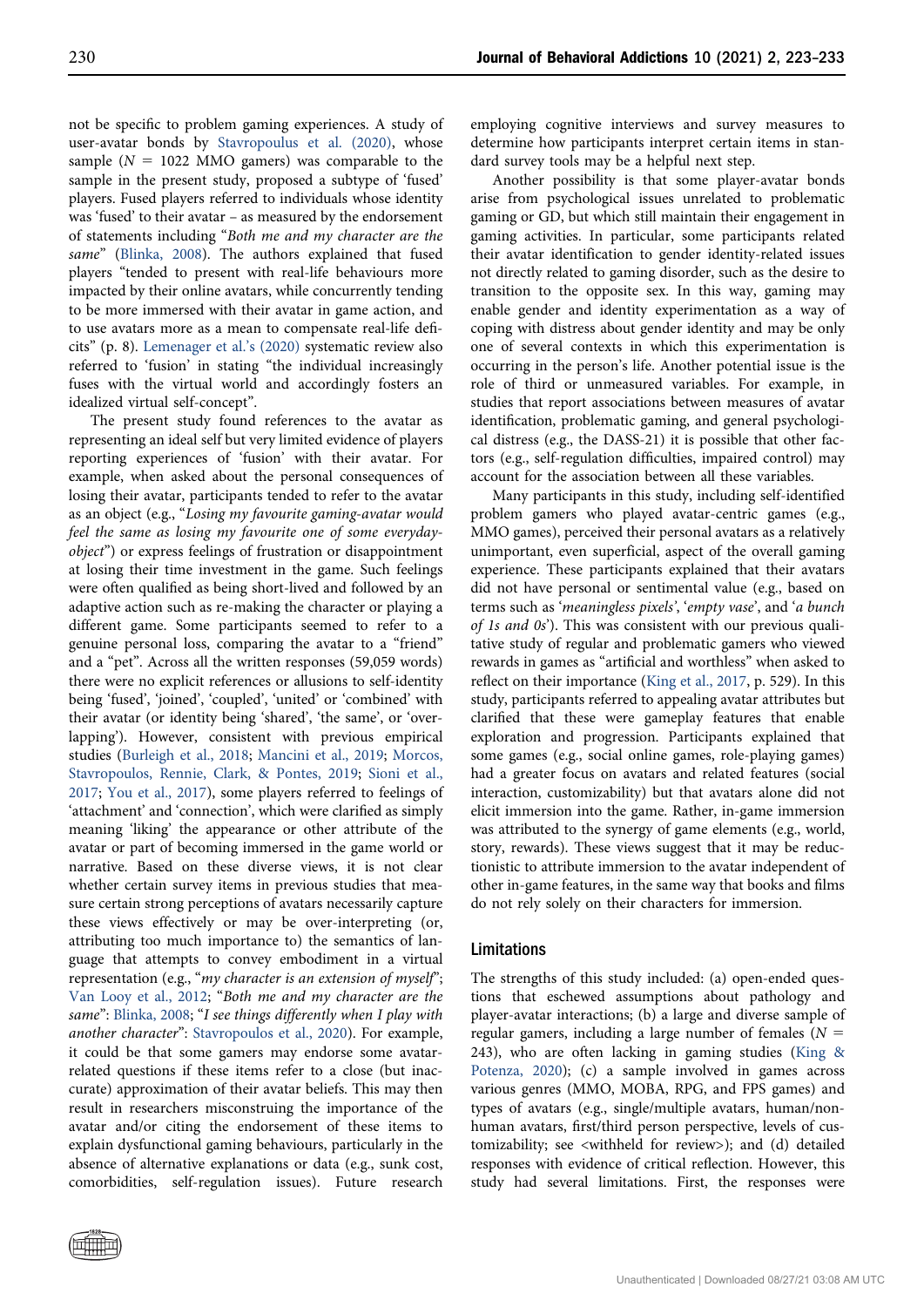not be specific to problem gaming experiences. A study of user-avatar bonds by Stavropoulus et al. (2020), whose sample ($N = 1022$ MMO gamers) was comparable to the sample in the present study, proposed a subtype of 'fused' players. Fused players referred to individuals whose identity was 'fused' to their avatar – as measured by the endorsement of statements including "*Both me and my character are the same*" (Blinka, 2008). The authors explained that fused players "tended to present with real-life behaviours more impacted by their online avatars, while concurrently tending to be more immersed with their avatar in game action, and to use avatars more as a mean to compensate real-life deficits" (p. 8). Lemenager et al.'s (2020) systematic review also referred to 'fusion' in stating "the individual increasingly fuses with the virtual world and accordingly fosters an idealized virtual self-concept".

The present study found references to the avatar as representing an ideal self but very limited evidence of players reporting experiences of 'fusion' with their avatar. For example, when asked about the personal consequences of losing their avatar, participants tended to refer to the avatar as an object (e.g., "*Losing my favourite gaming-avatar would feel the same as losing my favourite one of some everyday-object*") or express feelings of frustration or disappointment at losing their time investment in the game. Such feelings were often qualified as being short-lived and followed by an adaptive action such as re-making the character or playing a different game. Some participants seemed to refer to a genuine personal loss, comparing the avatar to a "friend" and a "pet". Across all the written responses (59,059 words) there were no explicit references or allusions to self-identity being 'fused', 'joined', 'coupled', 'united' or 'combined' with their avatar (or identity being 'shared', 'the same', or 'overlapping'). However, consistent with previous empirical studies (Burleigh et al., 2018; Mancini et al., 2019; Morcos, Stavropoulos, Rennie, Clark, & Pontes, 2019; Sioni et al., 2017; You et al., 2017), some players referred to feelings of 'attachment' and 'connection', which were clarified as simply meaning 'liking' the appearance or other attribute of the avatar or part of becoming immersed in the game world or narrative. Based on these diverse views, it is not clear whether certain survey items in previous studies that measure certain strong perceptions of avatars necessarily capture these views effectively or may be over-interpreting (or, attributing too much importance to) the semantics of language that attempts to convey embodiment in a virtual representation (e.g., "*my character is an extension of myself*"; Van Looy et al., 2012; "*Both me and my character are the same*": Blinka, 2008; "*I see things differently when I play with another character*": Stavropoulos et al., 2020). For example, it could be that some gamers may endorse some avatar-related questions if these items refer to a close (but inaccurate) approximation of their avatar beliefs. This may then result in researchers misconstruing the importance of the avatar and/or citing the endorsement of these items to explain dysfunctional gaming behaviours, particularly in the absence of alternative explanations or data (e.g., sunk cost, comorbidities, self-regulation issues). Future research employing cognitive interviews and survey measures to determine how participants interpret certain items in standard survey tools may be a helpful next step.

Another possibility is that some player-avatar bonds arise from psychological issues unrelated to problematic gaming or GD, but which still maintain their engagement in gaming activities. In particular, some participants related their avatar identification to gender identity-related issues not directly related to gaming disorder, such as the desire to transition to the opposite sex. In this way, gaming may enable gender and identity experimentation as a way of coping with distress about gender identity and may be only one of several contexts in which this experimentation is occurring in the person's life. Another potential issue is the role of third or unmeasured variables. For example, in studies that report associations between measures of avatar identification, problematic gaming, and general psychological distress (e.g., the DASS-21) it is possible that other factors (e.g., self-regulation difficulties, impaired control) may account for the association between all these variables.

Many participants in this study, including self-identified problem gamers who played avatar-centric games (e.g., MMO games), perceived their personal avatars as a relatively unimportant, even superficial, aspect of the overall gaming experience. These participants explained that their avatars did not have personal or sentimental value (e.g., based on terms such as '*meaningless pixels*', '*empty vase*', and '*a bunch of 1s and 0s*'). This was consistent with our previous qualitative study of regular and problematic gamers who viewed rewards in games as "artificial and worthless" when asked to reflect on their importance (King et al., 2017, p. 529). In this study, participants referred to appealing avatar attributes but clarified that these were gameplay features that enable exploration and progression. Participants explained that some games (e.g., social online games, role-playing games) had a greater focus on avatars and related features (social interaction, customizability) but that avatars alone did not elicit immersion into the game. Rather, in-game immersion was attributed to the synergy of game elements (e.g., world, story, rewards). These views suggest that it may be reductionistic to attribute immersion to the avatar independent of other in-game features, in the same way that books and films do not rely solely on their characters for immersion.

## Limitations

The strengths of this study included: (a) open-ended questions that eschewed assumptions about pathology and player-avatar interactions; (b) a large and diverse sample of regular gamers, including a large number of females ($N = 243$), who are often lacking in gaming studies (King & Potenza, 2020); (c) a sample involved in games across various genres (MMO, MOBA, RPG, and FPS games) and types of avatars (e.g., single/multiple avatars, human/non-human avatars, first/third person perspective, levels of customizability; see <withheld for review>); and (d) detailed responses with evidence of critical reflection. However, this study had several limitations. First, the responses were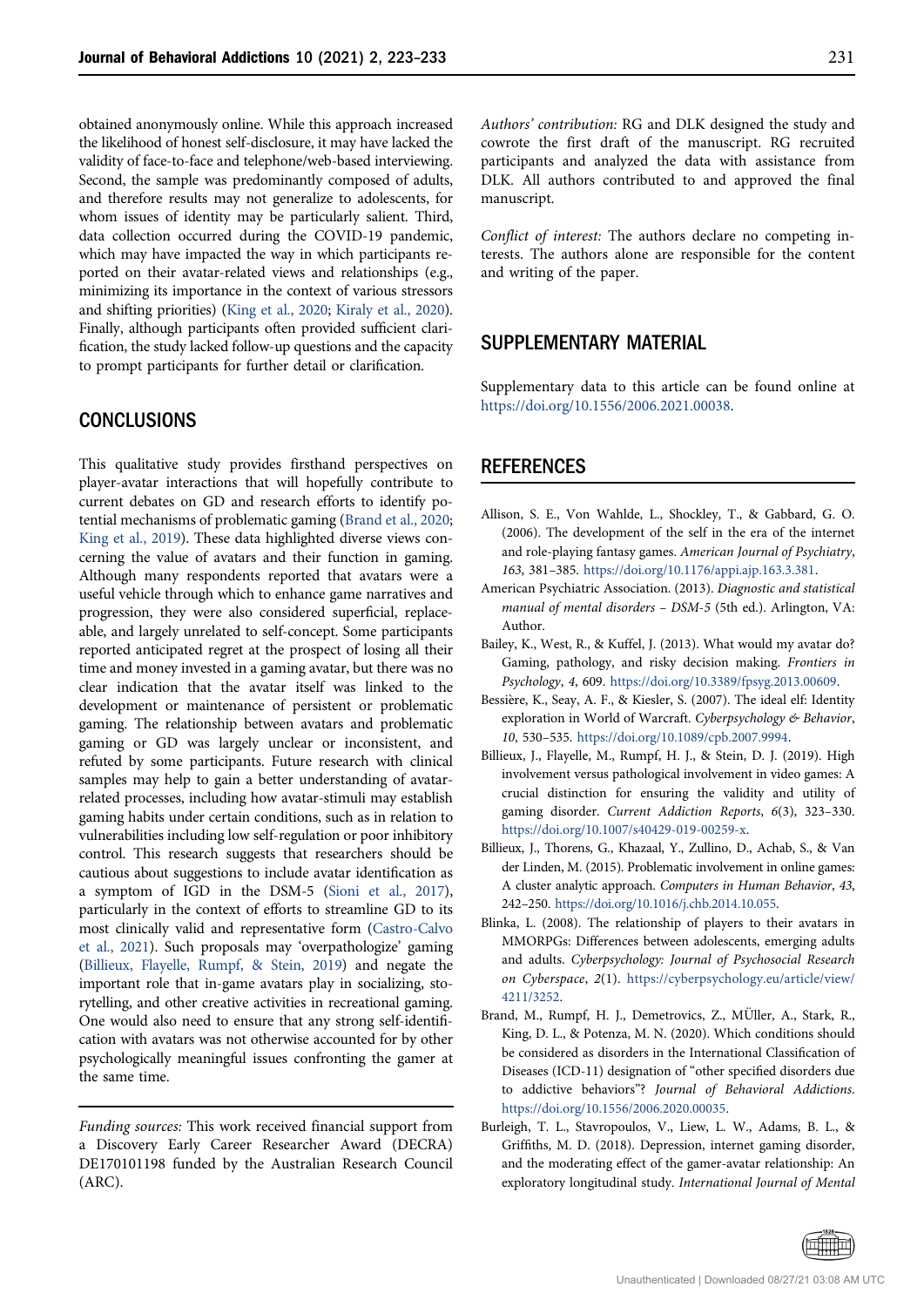obtained anonymously online. While this approach increased the likelihood of honest self-disclosure, it may have lacked the validity of face-to-face and telephone/web-based interviewing. Second, the sample was predominantly composed of adults, and therefore results may not generalize to adolescents, for whom issues of identity may be particularly salient. Third, data collection occurred during the COVID-19 pandemic, which may have impacted the way in which participants reported on their avatar-related views and relationships (e.g., minimizing its importance in the context of various stressors and shifting priorities) (King et al., 2020; Kiraly et al., 2020). Finally, although participants often provided sufficient clarification, the study lacked follow-up questions and the capacity to prompt participants for further detail or clarification.

## CONCLUSIONS

This qualitative study provides firsthand perspectives on player-avatar interactions that will hopefully contribute to current debates on GD and research efforts to identify potential mechanisms of problematic gaming (Brand et al., 2020; King et al., 2019). These data highlighted diverse views concerning the value of avatars and their function in gaming. Although many respondents reported that avatars were a useful vehicle through which to enhance game narratives and progression, they were also considered superficial, replaceable, and largely unrelated to self-concept. Some participants reported anticipated regret at the prospect of losing all their time and money invested in a gaming avatar, but there was no clear indication that the avatar itself was linked to the development or maintenance of persistent or problematic gaming. The relationship between avatars and problematic gaming or GD was largely unclear or inconsistent, and refuted by some participants. Future research with clinical samples may help to gain a better understanding of avatar-related processes, including how avatar-stimuli may establish gaming habits under certain conditions, such as in relation to vulnerabilities including low self-regulation or poor inhibitory control. This research suggests that researchers should be cautious about suggestions to include avatar identification as a symptom of IGD in the DSM-5 (Sioni et al., 2017), particularly in the context of efforts to streamline GD to its most clinically valid and representative form (Castro-Calvo et al., 2021). Such proposals may 'overpathologize' gaming (Billieux, Flayelle, Rumpf, & Stein, 2019) and negate the important role that in-game avatars play in socializing, storytelling, and other creative activities in recreational gaming. One would also need to ensure that any strong self-identification with avatars was not otherwise accounted for by other psychologically meaningful issues confronting the gamer at the same time.

*Funding sources:* This work received financial support from a Discovery Early Career Researcher Award (DECRA) DE170101198 funded by the Australian Research Council (ARC).

*Authors' contribution:* RG and DLK designed the study and cowrote the first draft of the manuscript. RG recruited participants and analyzed the data with assistance from DLK. All authors contributed to and approved the final manuscript.

*Conflict of interest:* The authors declare no competing interests. The authors alone are responsible for the content and writing of the paper.

## SUPPLEMENTARY MATERIAL

Supplementary data to this article can be found online at https://doi.org/10.1556/2006.2021.00038.

## REFERENCES

Allison, S. E., Von Wahlde, L., Shockley, T., & Gabbard, G. O. (2006). The development of the self in the era of the internet and role-playing fantasy games. *American Journal of Psychiatry*, *163*, 381–385. https://doi.org/10.1176/appi.ajp.163.3.381.

American Psychiatric Association. (2013). *Diagnostic and statistical manual of mental disorders – DSM-5* (5th ed.). Arlington, VA: Author.

Bailey, K., West, R., & Kuffel, J. (2013). What would my avatar do? Gaming, pathology, and risky decision making. *Frontiers in Psychology*, *4*, 609. https://doi.org/10.3389/fpsyg.2013.00609.

Bessière, K., Seay, A. F., & Kiesler, S. (2007). The ideal elf: Identity exploration in World of Warcraft. *Cyberpsychology & Behavior*, *10*, 530–535. https://doi.org/10.1089/cpb.2007.9994.

Billieux, J., Flayelle, M., Rumpf, H. J., & Stein, D. J. (2019). High involvement versus pathological involvement in video games: A crucial distinction for ensuring the validity and utility of gaming disorder. *Current Addiction Reports*, *6*(3), 323–330. https://doi.org/10.1007/s40429-019-00259-x.

Billieux, J., Thorens, G., Khazaal, Y., Zullino, D., Achab, S., & Van der Linden, M. (2015). Problematic involvement in online games: A cluster analytic approach. *Computers in Human Behavior*, *43*, 242–250. https://doi.org/10.1016/j.chb.2014.10.055.

Blinka, L. (2008). The relationship of players to their avatars in MMORPGs: Differences between adolescents, emerging adults and adults. *Cyberpsychology: Journal of Psychosocial Research on Cyberspace*, *2*(1). https://cyberpsychology.eu/article/view/4211/3252.

Brand, M., Rumpf, H. J., Demetrovics, Z., MÜller, A., Stark, R., King, D. L., & Potenza, M. N. (2020). Which conditions should be considered as disorders in the International Classification of Diseases (ICD-11) designation of "other specified disorders due to addictive behaviors"? *Journal of Behavioral Addictions*. https://doi.org/10.1556/2006.2020.00035.

Burleigh, T. L., Stavropoulos, V., Liew, L. W., Adams, B. L., & Griffiths, M. D. (2018). Depression, internet gaming disorder, and the moderating effect of the gamer-avatar relationship: An exploratory longitudinal study. *International Journal of Mental*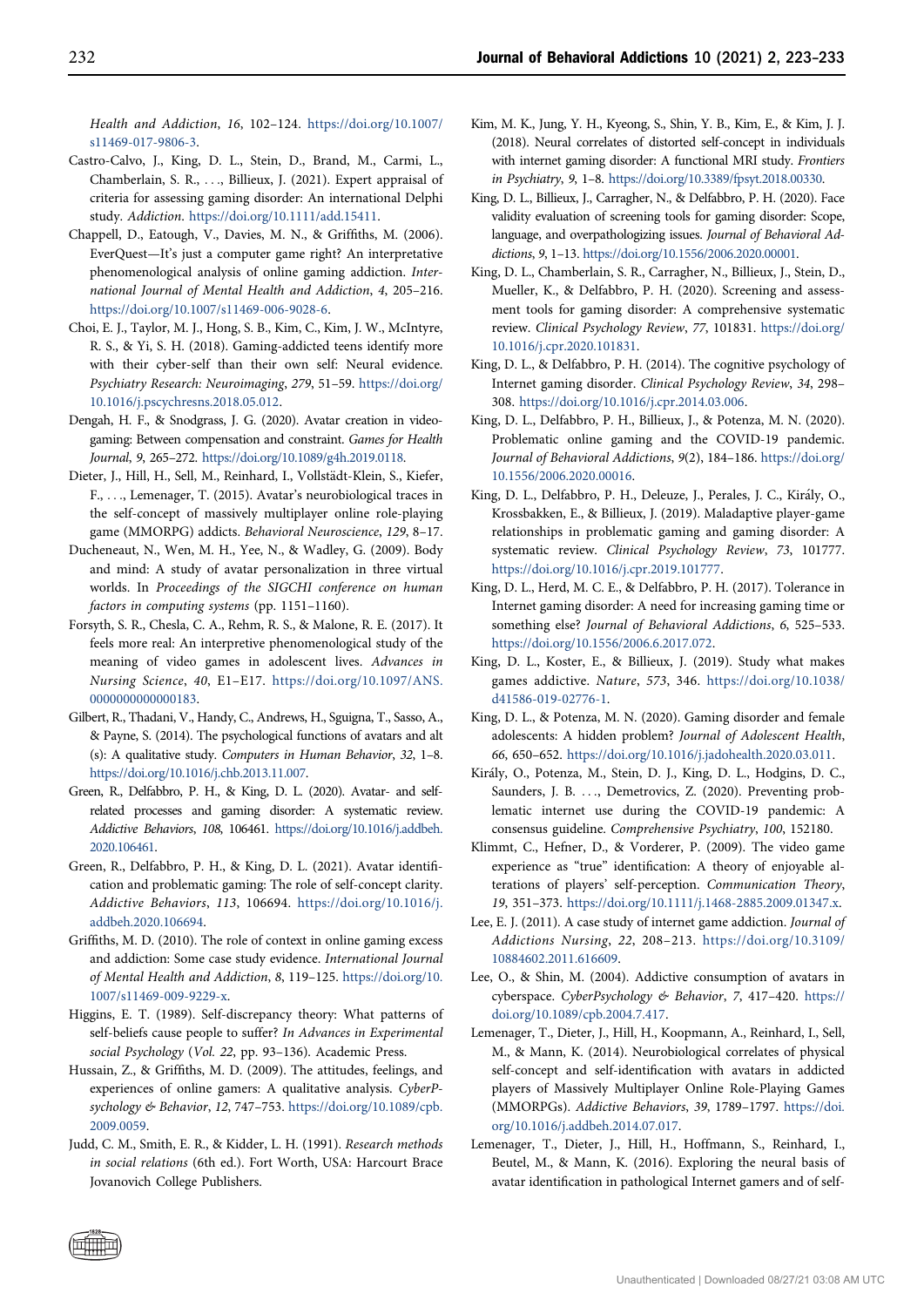*Health and Addiction*, *16*, 102–124. https://doi.org/10.1007/s11469-017-9806-3.

Castro-Calvo, J., King, D. L., Stein, D., Brand, M., Carmi, L., Chamberlain, S. R., . . ., Billieux, J. (2021). Expert appraisal of criteria for assessing gaming disorder: An international Delphi study. *Addiction*. https://doi.org/10.1111/add.15411.

Chappell, D., Eatough, V., Davies, M. N., & Griffiths, M. (2006). EverQuest—It's just a computer game right? An interpretative phenomenological analysis of online gaming addiction. *International Journal of Mental Health and Addiction*, *4*, 205–216. https://doi.org/10.1007/s11469-006-9028-6.

Choi, E. J., Taylor, M. J., Hong, S. B., Kim, C., Kim, J. W., McIntyre, R. S., & Yi, S. H. (2018). Gaming-addicted teens identify more with their cyber-self than their own self: Neural evidence. *Psychiatry Research: Neuroimaging*, *279*, 51–59. https://doi.org/10.1016/j.pscychresns.2018.05.012.

Dengah, H. F., & Snodgrass, J. G. (2020). Avatar creation in videogaming: Between compensation and constraint. *Games for Health Journal*, *9*, 265–272. https://doi.org/10.1089/g4h.2019.0118.

Dieter, J., Hill, H., Sell, M., Reinhard, I., Vollstädt-Klein, S., Kiefer, F., . . ., Lemenager, T. (2015). Avatar's neurobiological traces in the self-concept of massively multiplayer online role-playing game (MMORPG) addicts. *Behavioral Neuroscience*, *129*, 8–17.

Ducheneaut, N., Wen, M. H., Yee, N., & Wadley, G. (2009). Body and mind: A study of avatar personalization in three virtual worlds. In *Proceedings of the SIGCHI conference on human factors in computing systems* (pp. 1151–1160).

Forsyth, S. R., Chesla, C. A., Rehm, R. S., & Malone, R. E. (2017). It feels more real: An interpretive phenomenological study of the meaning of video games in adolescent lives. *Advances in Nursing Science*, *40*, E1–E17. https://doi.org/10.1097/ANS.0000000000000183.

Gilbert, R., Thadani, V., Handy, C., Andrews, H., Sguigna, T., Sasso, A., & Payne, S. (2014). The psychological functions of avatars and alt(s): A qualitative study. *Computers in Human Behavior*, *32*, 1–8. https://doi.org/10.1016/j.chb.2013.11.007.

Green, R., Delfabbro, P. H., & King, D. L. (2020). Avatar- and self-related processes and gaming disorder: A systematic review. *Addictive Behaviors*, *108*, 106461. https://doi.org/10.1016/j.addbeh.2020.106461.

Green, R., Delfabbro, P. H., & King, D. L. (2021). Avatar identification and problematic gaming: The role of self-concept clarity. *Addictive Behaviors*, *113*, 106694. https://doi.org/10.1016/j.addbeh.2020.106694.

Griffiths, M. D. (2010). The role of context in online gaming excess and addiction: Some case study evidence. *International Journal of Mental Health and Addiction*, *8*, 119–125. https://doi.org/10.1007/s11469-009-9229-x.

Higgins, E. T. (1989). Self-discrepancy theory: What patterns of self-beliefs cause people to suffer? *In Advances in Experimental social Psychology* (*Vol. 22*, pp. 93–136). Academic Press.

Hussain, Z., & Griffiths, M. D. (2009). The attitudes, feelings, and experiences of online gamers: A qualitative analysis. *CyberPsychology & Behavior*, *12*, 747–753. https://doi.org/10.1089/cpb.2009.0059.

Judd, C. M., Smith, E. R., & Kidder, L. H. (1991). *Research methods in social relations* (6th ed.). Fort Worth, USA: Harcourt Brace Jovanovich College Publishers.

Kim, M. K., Jung, Y. H., Kyeong, S., Shin, Y. B., Kim, E., & Kim, J. J. (2018). Neural correlates of distorted self-concept in individuals with internet gaming disorder: A functional MRI study. *Frontiers in Psychiatry*, *9*, 1–8. https://doi.org/10.3389/fpsyt.2018.00330.

King, D. L., Billieux, J., Carragher, N., & Delfabbro, P. H. (2020). Face validity evaluation of screening tools for gaming disorder: Scope, language, and overpathologizing issues. *Journal of Behavioral Addictions*, *9*, 1–13. https://doi.org/10.1556/2006.2020.00001.

King, D. L., Chamberlain, S. R., Carragher, N., Billieux, J., Stein, D., Mueller, K., & Delfabbro, P. H. (2020). Screening and assessment tools for gaming disorder: A comprehensive systematic review. *Clinical Psychology Review*, *77*, 101831. https://doi.org/10.1016/j.cpr.2020.101831.

King, D. L., & Delfabbro, P. H. (2014). The cognitive psychology of Internet gaming disorder. *Clinical Psychology Review*, *34*, 298–308. https://doi.org/10.1016/j.cpr.2014.03.006.

King, D. L., Delfabbro, P. H., Billieux, J., & Potenza, M. N. (2020). Problematic online gaming and the COVID-19 pandemic. *Journal of Behavioral Addictions*, *9*(2), 184–186. https://doi.org/10.1556/2006.2020.00016.

King, D. L., Delfabbro, P. H., Deleuze, J., Perales, J. C., Király, O., Krossbakken, E., & Billieux, J. (2019). Maladaptive player-game relationships in problematic gaming and gaming disorder: A systematic review. *Clinical Psychology Review*, *73*, 101777. https://doi.org/10.1016/j.cpr.2019.101777.

King, D. L., Herd, M. C. E., & Delfabbro, P. H. (2017). Tolerance in Internet gaming disorder: A need for increasing gaming time or something else? *Journal of Behavioral Addictions*, *6*, 525–533. https://doi.org/10.1556/2006.6.2017.072.

King, D. L., Koster, E., & Billieux, J. (2019). Study what makes games addictive. *Nature*, *573*, 346. https://doi.org/10.1038/d41586-019-02776-1.

King, D. L., & Potenza, M. N. (2020). Gaming disorder and female adolescents: A hidden problem? *Journal of Adolescent Health*, *66*, 650–652. https://doi.org/10.1016/j.jadohealth.2020.03.011.

Király, O., Potenza, M., Stein, D. J., King, D. L., Hodgins, D. C., Saunders, J. B. . . ., Demetrovics, Z. (2020). Preventing problematic internet use during the COVID-19 pandemic: A consensus guideline. *Comprehensive Psychiatry*, *100*, 152180.

Klimmt, C., Hefner, D., & Vorderer, P. (2009). The video game experience as "true" identification: A theory of enjoyable alterations of players' self-perception. *Communication Theory*, *19*, 351–373. https://doi.org/10.1111/j.1468-2885.2009.01347.x.

Lee, E. J. (2011). A case study of internet game addiction. *Journal of Addictions Nursing*, *22*, 208–213. https://doi.org/10.3109/10884602.2011.616609.

Lee, O., & Shin, M. (2004). Addictive consumption of avatars in cyberspace. *CyberPsychology & Behavior*, *7*, 417–420. https://doi.org/10.1089/cpb.2004.7.417.

Lemenager, T., Dieter, J., Hill, H., Koopmann, A., Reinhard, I., Sell, M., & Mann, K. (2014). Neurobiological correlates of physical self-concept and self-identification with avatars in addicted players of Massively Multiplayer Online Role-Playing Games (MMORPGs). *Addictive Behaviors*, *39*, 1789–1797. https://doi.org/10.1016/j.addbeh.2014.07.017.

Lemenager, T., Dieter, J., Hill, H., Hoffmann, S., Reinhard, I., Beutel, M., & Mann, K. (2016). Exploring the neural basis of avatar identification in pathological Internet gamers and of self-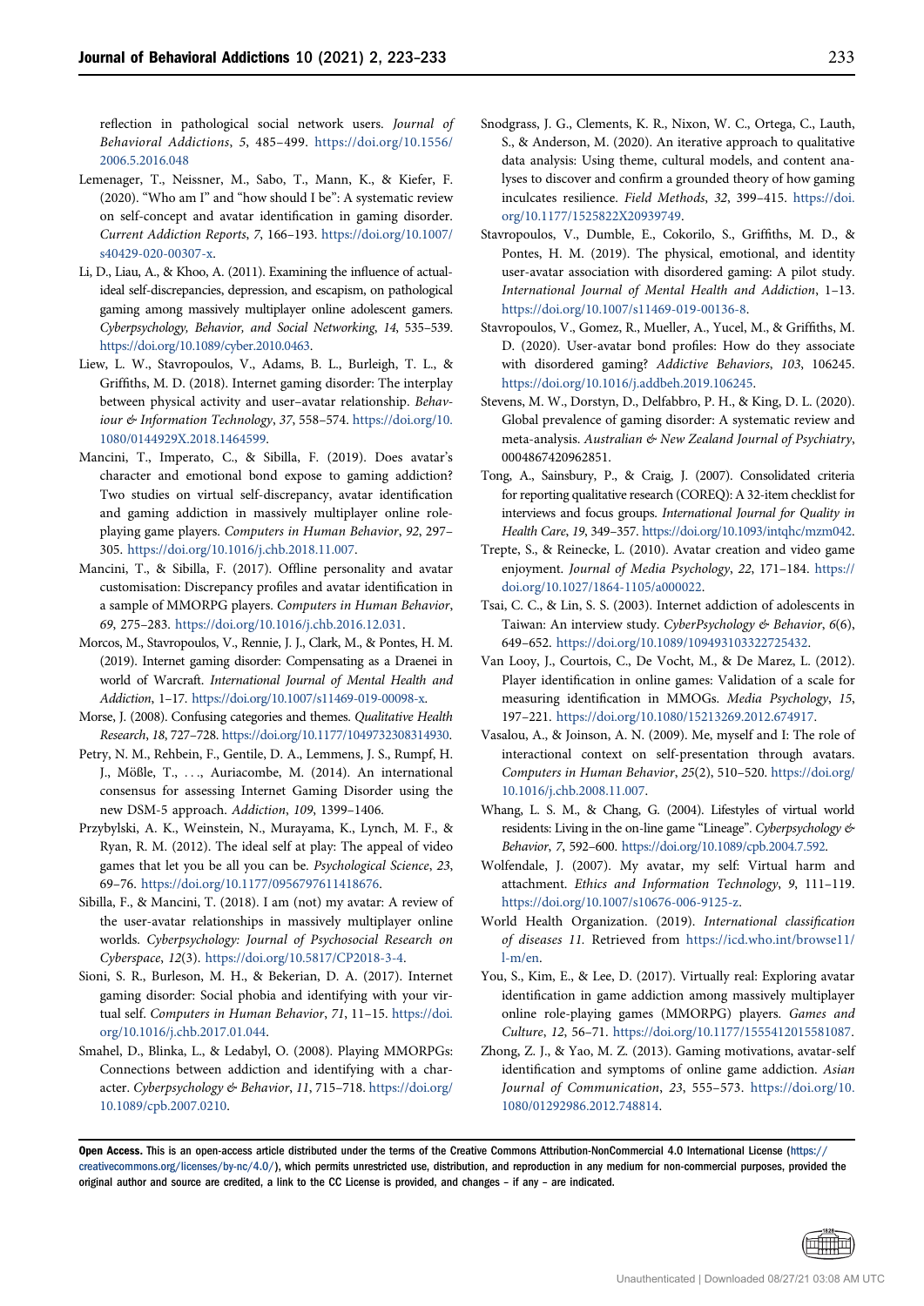reflection in pathological social network users. *Journal of Behavioral Addictions*, *5*, 485–499. https://doi.org/10.1556/2006.5.2016.048

Lemenager, T., Neissner, M., Sabo, T., Mann, K., & Kiefer, F. (2020). "Who am I" and "how should I be": A systematic review on self-concept and avatar identification in gaming disorder. *Current Addiction Reports*, *7*, 166–193. https://doi.org/10.1007/s40429-020-00307-x.

Li, D., Liau, A., & Khoo, A. (2011). Examining the influence of actual-ideal self-discrepancies, depression, and escapism, on pathological gaming among massively multiplayer online adolescent gamers. *Cyberpsychology, Behavior, and Social Networking*, *14*, 535–539. https://doi.org/10.1089/cyber.2010.0463.

Liew, L. W., Stavropoulos, V., Adams, B. L., Burleigh, T. L., & Griffiths, M. D. (2018). Internet gaming disorder: The interplay between physical activity and user–avatar relationship. *Behaviour & Information Technology*, *37*, 558–574. https://doi.org/10.1080/0144929X.2018.1464599.

Mancini, T., Imperato, C., & Sibilla, F. (2019). Does avatar's character and emotional bond expose to gaming addiction? Two studies on virtual self-discrepancy, avatar identification and gaming addiction in massively multiplayer online role-playing game players. *Computers in Human Behavior*, *92*, 297–305. https://doi.org/10.1016/j.chb.2018.11.007.

Mancini, T., & Sibilla, F. (2017). Offline personality and avatar customisation: Discrepancy profiles and avatar identification in a sample of MMORPG players. *Computers in Human Behavior*, *69*, 275–283. https://doi.org/10.1016/j.chb.2016.12.031.

Morcos, M., Stavropoulos, V., Rennie, J. J., Clark, M., & Pontes, H. M. (2019). Internet gaming disorder: Compensating as a Draenei in world of Warcraft. *International Journal of Mental Health and Addiction*, 1–17. https://doi.org/10.1007/s11469-019-00098-x.

Morse, J. (2008). Confusing categories and themes. *Qualitative Health Research*, *18*, 727–728. https://doi.org/10.1177/1049732308314930.

Petry, N. M., Rehbein, F., Gentile, D. A., Lemmens, J. S., Rumpf, H. J., Mößle, T., . . ., Auriacombe, M. (2014). An international consensus for assessing Internet Gaming Disorder using the new DSM-5 approach. *Addiction*, *109*, 1399–1406.

Przybylski, A. K., Weinstein, N., Murayama, K., Lynch, M. F., & Ryan, R. M. (2012). The ideal self at play: The appeal of video games that let you be all you can be. *Psychological Science*, *23*, 69–76. https://doi.org/10.1177/0956797611418676.

Sibilla, F., & Mancini, T. (2018). I am (not) my avatar: A review of the user-avatar relationships in massively multiplayer online worlds. *Cyberpsychology: Journal of Psychosocial Research on Cyberspace*, *12*(3). https://doi.org/10.5817/CP2018-3-4.

Sioni, S. R., Burleson, M. H., & Bekerian, D. A. (2017). Internet gaming disorder: Social phobia and identifying with your virtual self. *Computers in Human Behavior*, *71*, 11–15. https://doi.org/10.1016/j.chb.2017.01.044.

Smahel, D., Blinka, L., & Ledabyl, O. (2008). Playing MMORPGs: Connections between addiction and identifying with a character. *Cyberpsychology & Behavior*, *11*, 715–718. https://doi.org/10.1089/cpb.2007.0210.

Snodgrass, J. G., Clements, K. R., Nixon, W. C., Ortega, C., Lauth, S., & Anderson, M. (2020). An iterative approach to qualitative data analysis: Using theme, cultural models, and content analyses to discover and confirm a grounded theory of how gaming inculcates resilience. *Field Methods*, *32*, 399–415. https://doi.org/10.1177/1525822X20939749.

Stavropoulos, V., Dumble, E., Cokorilo, S., Griffiths, M. D., & Pontes, H. M. (2019). The physical, emotional, and identity user-avatar association with disordered gaming: A pilot study. *International Journal of Mental Health and Addiction*, 1–13. https://doi.org/10.1007/s11469-019-00136-8.

Stavropoulos, V., Gomez, R., Mueller, A., Yucel, M., & Griffiths, M. D. (2020). User-avatar bond profiles: How do they associate with disordered gaming? *Addictive Behaviors*, *103*, 106245. https://doi.org/10.1016/j.addbeh.2019.106245.

Stevens, M. W., Dorstyn, D., Delfabbro, P. H., & King, D. L. (2020). Global prevalence of gaming disorder: A systematic review and meta-analysis. *Australian & New Zealand Journal of Psychiatry*, 0004867420962851.

Tong, A., Sainsbury, P., & Craig, J. (2007). Consolidated criteria for reporting qualitative research (COREQ): A 32-item checklist for interviews and focus groups. *International Journal for Quality in Health Care*, *19*, 349–357. https://doi.org/10.1093/intqhc/mzm042.

Trepte, S., & Reinecke, L. (2010). Avatar creation and video game enjoyment. *Journal of Media Psychology*, *22*, 171–184. https://doi.org/10.1027/1864-1105/a000022.

Tsai, C. C., & Lin, S. S. (2003). Internet addiction of adolescents in Taiwan: An interview study. *CyberPsychology & Behavior*, *6*(6), 649–652. https://doi.org/10.1089/109493103322725432.

Van Looy, J., Courtois, C., De Vocht, M., & De Marez, L. (2012). Player identification in online games: Validation of a scale for measuring identification in MMOGs. *Media Psychology*, *15*, 197–221. https://doi.org/10.1080/15213269.2012.674917.

Vasalou, A., & Joinson, A. N. (2009). Me, myself and I: The role of interactional context on self-presentation through avatars. *Computers in Human Behavior*, *25*(2), 510–520. https://doi.org/10.1016/j.chb.2008.11.007.

Whang, L. S. M., & Chang, G. (2004). Lifestyles of virtual world residents: Living in the on-line game "Lineage". *Cyberpsychology & Behavior*, *7*, 592–600. https://doi.org/10.1089/cpb.2004.7.592.

Wolfendale, J. (2007). My avatar, my self: Virtual harm and attachment. *Ethics and Information Technology*, *9*, 111–119. https://doi.org/10.1007/s10676-006-9125-z.

World Health Organization. (2019). *International classification of diseases 11*. Retrieved from https://icd.who.int/browse11/l-m/en.

You, S., Kim, E., & Lee, D. (2017). Virtually real: Exploring avatar identification in game addiction among massively multiplayer online role-playing games (MMORPG) players. *Games and Culture*, *12*, 56–71. https://doi.org/10.1177/1555412015581087.

Zhong, Z. J., & Yao, M. Z. (2013). Gaming motivations, avatar-self identification and symptoms of online game addiction. *Asian Journal of Communication*, *23*, 555–573. https://doi.org/10.1080/01292986.2012.748814.

**Open Access.** This is an open-access article distributed under the terms of the Creative Commons Attribution-NonCommercial 4.0 International License (https://creativecommons.org/licenses/by-nc/4.0/), which permits unrestricted use, distribution, and reproduction in any medium for non-commercial purposes, provided the original author and source are credited, a link to the CC License is provided, and changes – if any – are indicated.